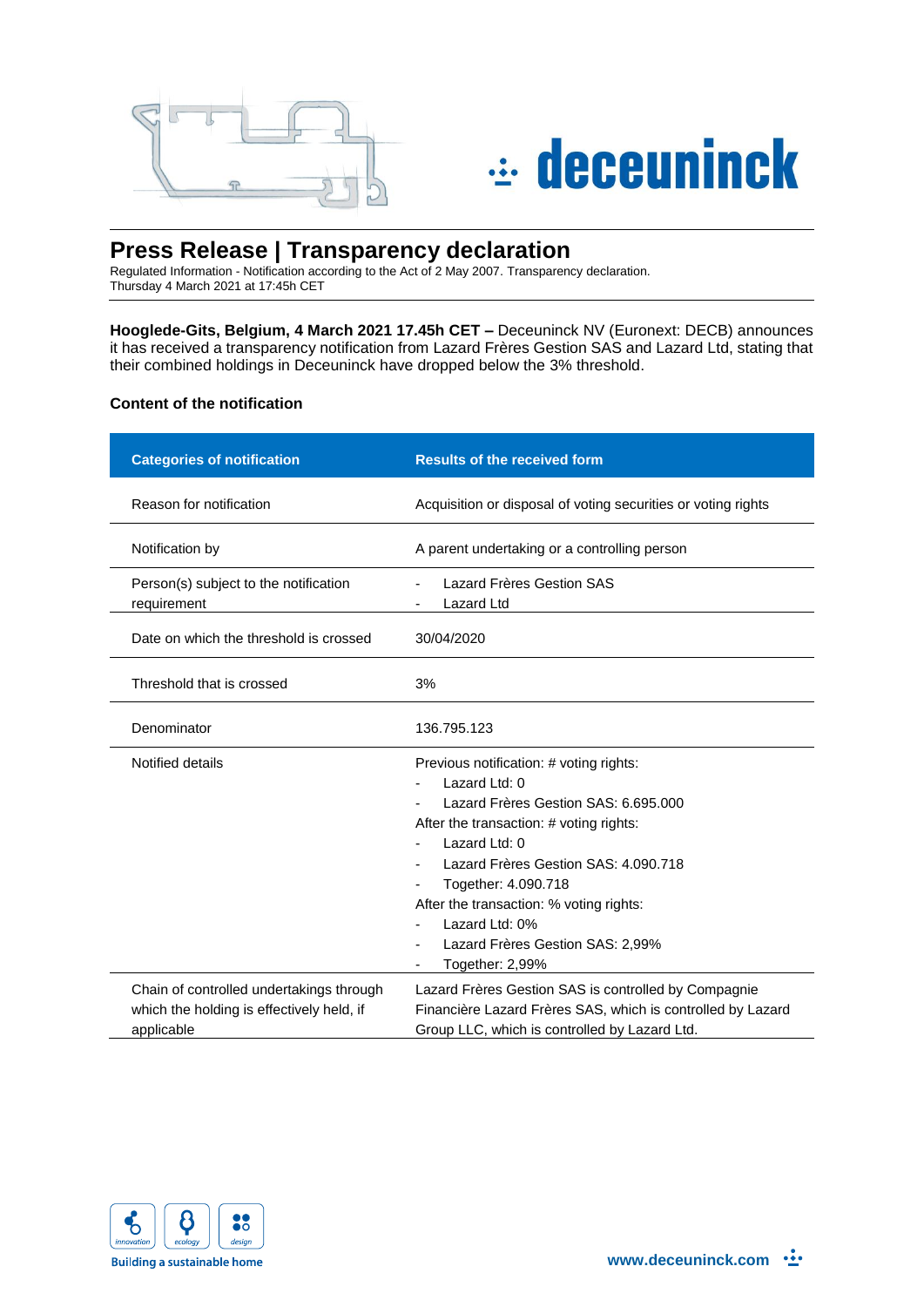# Press Release | Transparency declaration

Regulated Information - Notification according to the Act of 2 May 2007. Transparency declaration.
Thursday 4 March 2021 at 17:45h CET

**Hooglede-Gits, Belgium, 4 March 2021 17.45h CET –** Deceuninck NV (Euronext: DECB) announces it has received a transparency notification from Lazard Frères Gestion SAS and Lazard Ltd, stating that their combined holdings in Deceuninck have dropped below the 3% threshold.

**Content of the notification**

| Categories of notification | Results of the received form |
|---|---|
| Reason for notification | Acquisition or disposal of voting securities or voting rights |
| Notification by | A parent undertaking or a controlling person |
| Person(s) subject to the notification requirement | - Lazard Frères Gestion SAS<br>- Lazard Ltd |
| Date on which the threshold is crossed | 30/04/2020 |
| Threshold that is crossed | 3% |
| Denominator | 136.795.123 |
| Notified details | Previous notification: # voting rights:<br>- Lazard Ltd: 0<br>- Lazard Frères Gestion SAS: 6.695.000<br>After the transaction: # voting rights:<br>- Lazard Ltd: 0<br>- Lazard Frères Gestion SAS: 4.090.718<br>- Together: 4.090.718<br>After the transaction: % voting rights:<br>- Lazard Ltd: 0%<br>- Lazard Frères Gestion SAS: 2,99%<br>- Together: 2,99% |
| Chain of controlled undertakings through which the holding is effectively held, if applicable | Lazard Frères Gestion SAS is controlled by Compagnie Financière Lazard Frères SAS, which is controlled by Lazard Group LLC, which is controlled by Lazard Ltd. |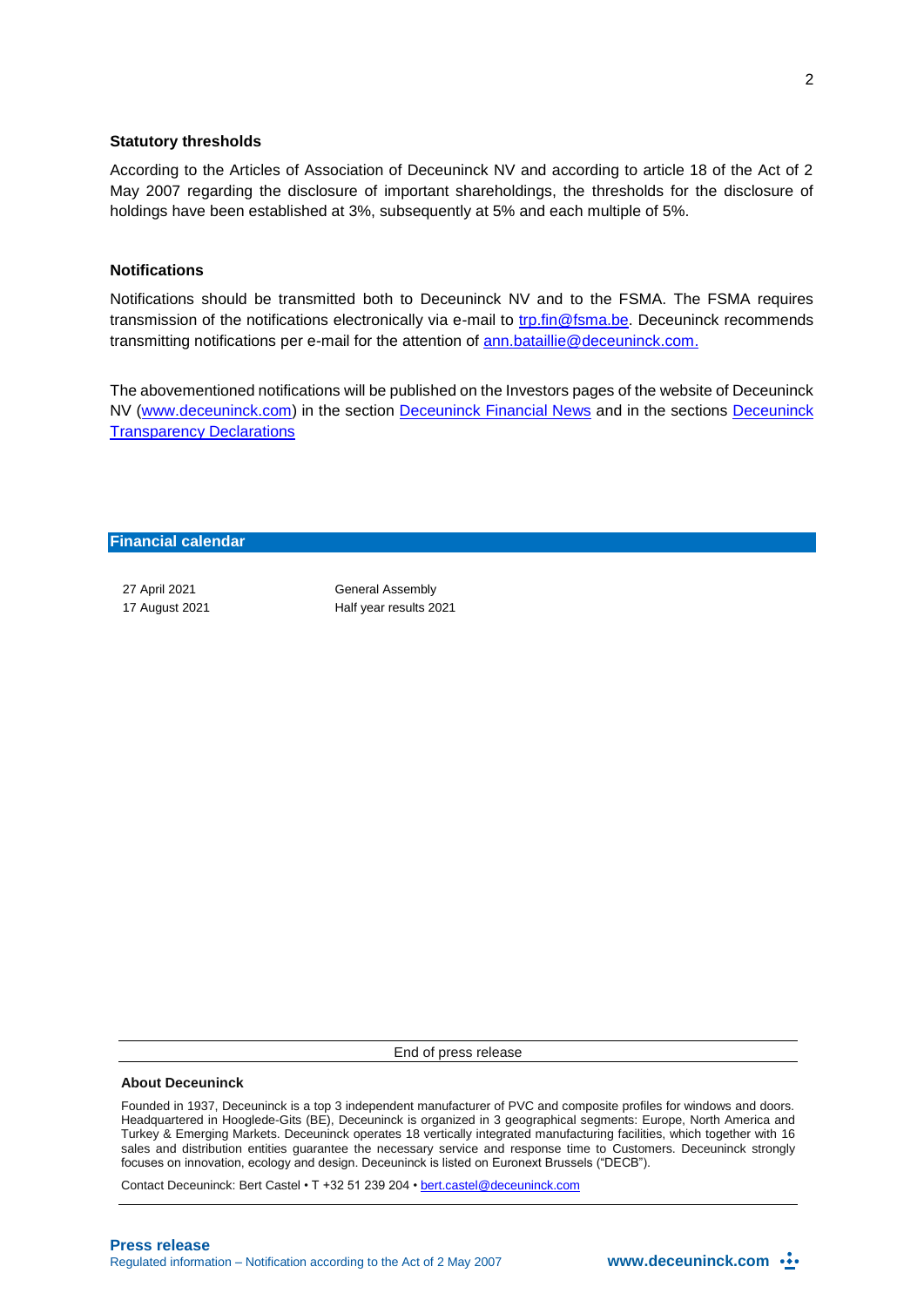### Statutory thresholds

According to the Articles of Association of Deceuninck NV and according to article 18 of the Act of 2 May 2007 regarding the disclosure of important shareholdings, the thresholds for the disclosure of holdings have been established at 3%, subsequently at 5% and each multiple of 5%.

### Notifications

Notifications should be transmitted both to Deceuninck NV and to the FSMA. The FSMA requires transmission of the notifications electronically via e-mail to trp.fin@fsma.be. Deceuninck recommends transmitting notifications per e-mail for the attention of ann.bataillie@deceuninck.com.

The abovementioned notifications will be published on the Investors pages of the website of Deceuninck NV (www.deceuninck.com) in the section Deceuninck Financial News and in the sections Deceuninck Transparency Declarations

## Financial calendar

| | |
|---|---|
| 27 April 2021 | General Assembly |
| 17 August 2021 | Half year results 2021 |

End of press release

**About Deceuninck**

Founded in 1937, Deceuninck is a top 3 independent manufacturer of PVC and composite profiles for windows and doors. Headquartered in Hooglede-Gits (BE), Deceuninck is organized in 3 geographical segments: Europe, North America and Turkey & Emerging Markets. Deceuninck operates 18 vertically integrated manufacturing facilities, which together with 16 sales and distribution entities guarantee the necessary service and response time to Customers. Deceuninck strongly focuses on innovation, ecology and design. Deceuninck is listed on Euronext Brussels ("DECB").

Contact Deceuninck: Bert Castel • T +32 51 239 204 • bert.castel@deceuninck.com